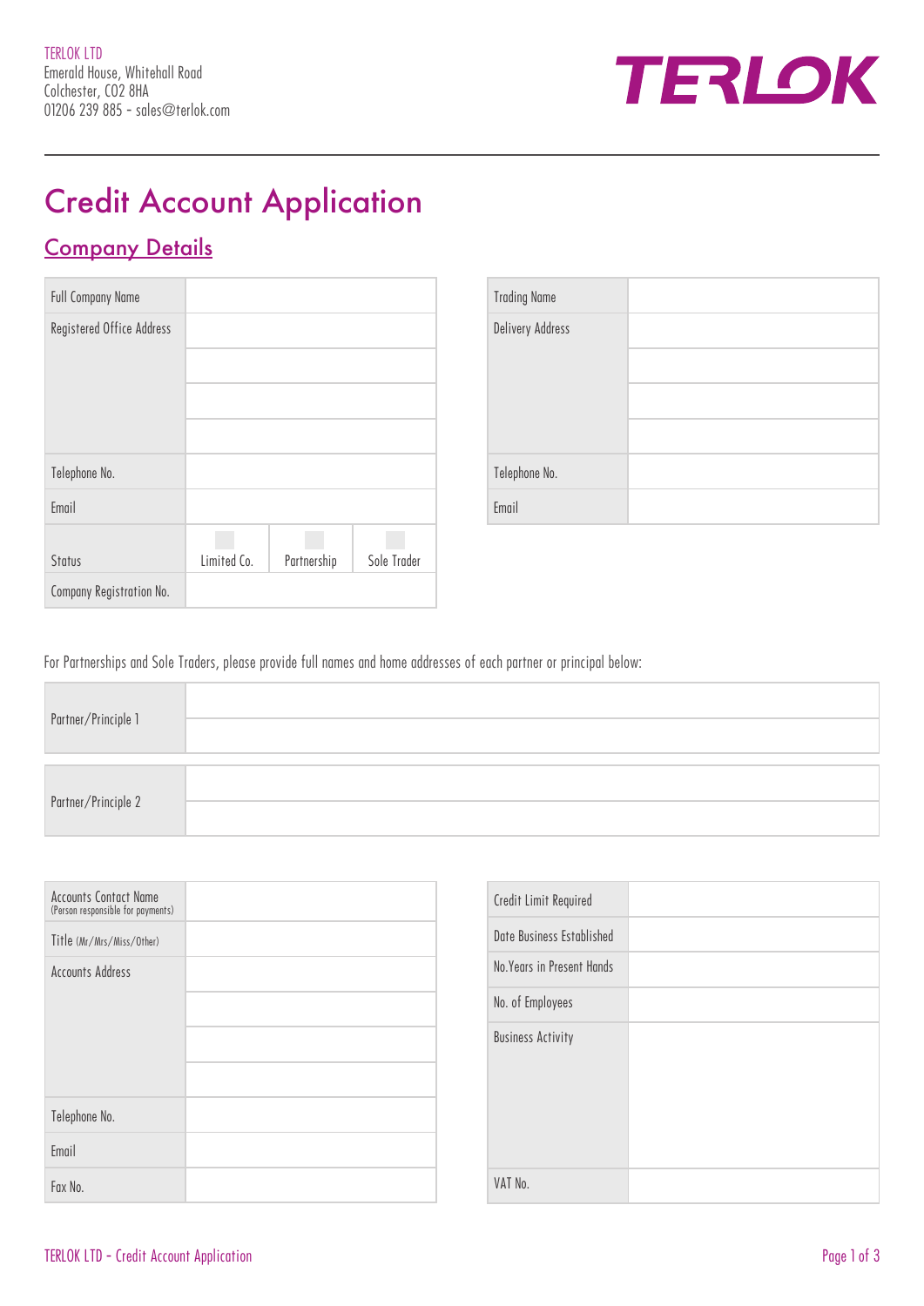TERLOK LTD
Emerald House, Whitehall Road
Colchester, CO2 8HA
01206 239 885 - sales@terlok.com

TERLOK

# Credit Account Application

## Company Details

| | | | |
|---|---|---|---|
| Full Company Name | | | |
| Registered Office Address | | | |
| | | | |
| | | | |
| | | | |
| Telephone No. | | | |
| Email | | | |
| Status | Limited Co. | Partnership | Sole Trader |
| Company Registration No. | | | |

| | |
|---|---|
| Trading Name | |
| Delivery Address | |
| | |
| | |
| | |
| Telephone No. | |
| Email | |

For Partnerships and Sole Traders, please provide full names and home addresses of each partner or principal below:

| | |
|---|---|
| Partner/Principle 1 | |
| | |
| Partner/Principle 2 | |
| | |

| | |
|---|---|
| Accounts Contact Name (Person responsible for payments) | |
| Title (Mr/Mrs/Miss/Other) | |
| Accounts Address | |
| | |
| | |
| | |
| Telephone No. | |
| Email | |
| Fax No. | |

| | |
|---|---|
| Credit Limit Required | |
| Date Business Established | |
| No.Years in Present Hands | |
| No. of Employees | |
| Business Activity | |
| VAT No. | |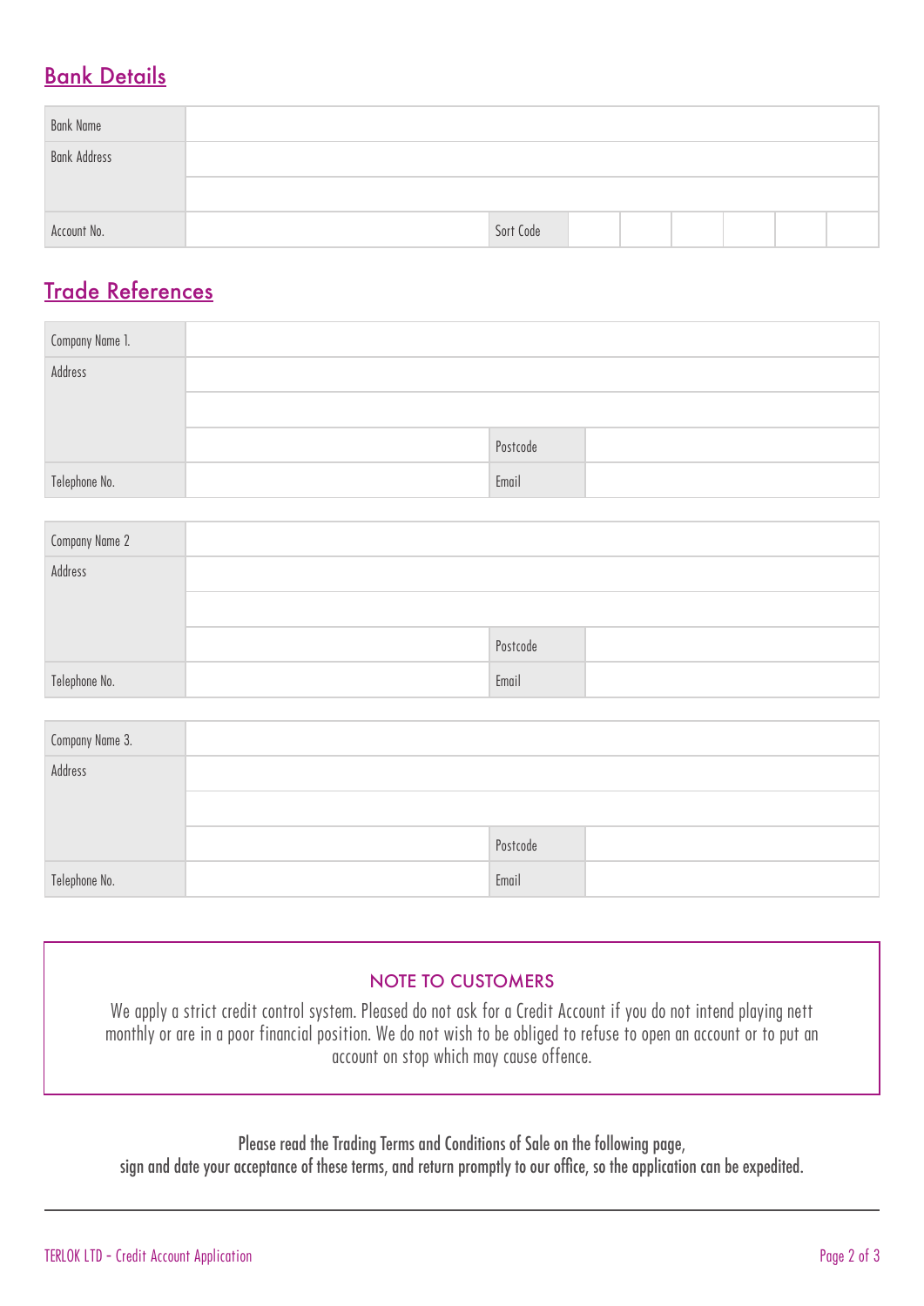## Bank Details

| Bank Name | | | | | | | | |
|---|---|---|---|---|---|---|---|---|
| Bank Address | | | | | | | | |
| | | | | | | | | |
| Account No. | | Sort Code | | | | | | |

## Trade References

| Company Name 1. | | | |
|---|---|---|---|
| Address | | | |
| | | | |
| | | Postcode | |
| Telephone No. | | Email | |

| Company Name 2 | | | |
|---|---|---|---|
| Address | | | |
| | | | |
| | | Postcode | |
| Telephone No. | | Email | |

| Company Name 3. | | | |
|---|---|---|---|
| Address | | | |
| | | | |
| | | Postcode | |
| Telephone No. | | Email | |

### NOTE TO CUSTOMERS

We apply a strict credit control system. Pleased do not ask for a Credit Account if you do not intend playing nett monthly or are in a poor financial position. We do not wish to be obliged to refuse to open an account or to put an account on stop which may cause offence.

Please read the Trading Terms and Conditions of Sale on the following page, sign and date your acceptance of these terms, and return promptly to our office, so the application can be expedited.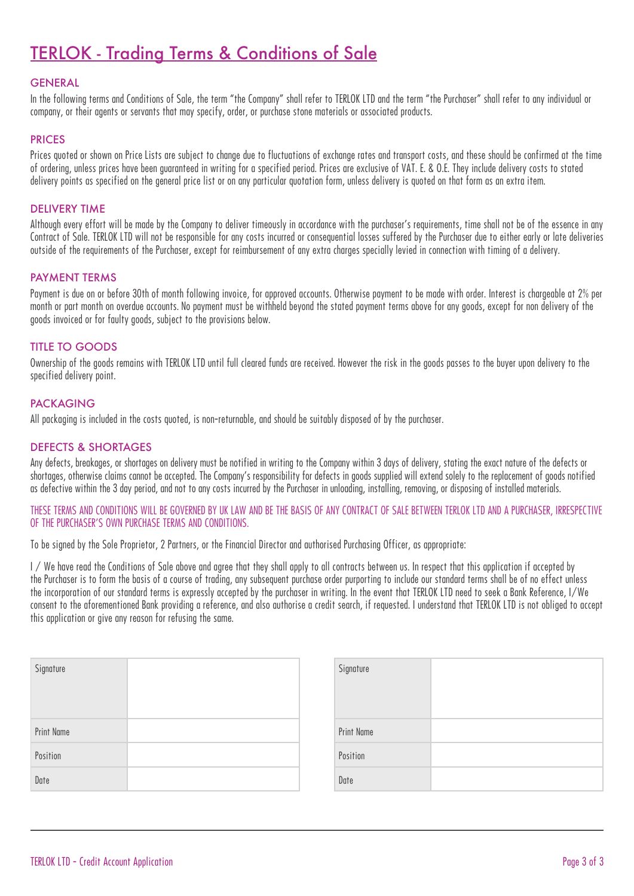# TERLOK - Trading Terms & Conditions of Sale

## GENERAL

In the following terms and Conditions of Sale, the term "the Company" shall refer to TERLOK LTD and the term "the Purchaser" shall refer to any individual or company, or their agents or servants that may specify, order, or purchase stone materials or associated products.

## PRICES

Prices quoted or shown on Price Lists are subject to change due to fluctuations of exchange rates and transport costs, and these should be confirmed at the time of ordering, unless prices have been guaranteed in writing for a specified period. Prices are exclusive of VAT. E. & O.E. They include delivery costs to stated delivery points as specified on the general price list or on any particular quotation form, unless delivery is quoted on that form as an extra item.

## DELIVERY TIME

Although every effort will be made by the Company to deliver timeously in accordance with the purchaser's requirements, time shall not be of the essence in any Contract of Sale. TERLOK LTD will not be responsible for any costs incurred or consequential losses suffered by the Purchaser due to either early or late deliveries outside of the requirements of the Purchaser, except for reimbursement of any extra charges specially levied in connection with timing of a delivery.

## PAYMENT TERMS

Payment is due on or before 30th of month following invoice, for approved accounts. Otherwise payment to be made with order. Interest is chargeable at 2% per month or part month on overdue accounts. No payment must be withheld beyond the stated payment terms above for any goods, except for non delivery of the goods invoiced or for faulty goods, subject to the provisions below.

## TITLE TO GOODS

Ownership of the goods remains with TERLOK LTD until full cleared funds are received. However the risk in the goods passes to the buyer upon delivery to the specified delivery point.

## PACKAGING

All packaging is included in the costs quoted, is non-returnable, and should be suitably disposed of by the purchaser.

## DEFECTS & SHORTAGES

Any defects, breakages, or shortages on delivery must be notified in writing to the Company within 3 days of delivery, stating the exact nature of the defects or shortages, otherwise claims cannot be accepted. The Company's responsibility for defects in goods supplied will extend solely to the replacement of goods notified as defective within the 3 day period, and not to any costs incurred by the Purchaser in unloading, installing, removing, or disposing of installed materials.

THESE TERMS AND CONDITIONS WILL BE GOVERNED BY UK LAW AND BE THE BASIS OF ANY CONTRACT OF SALE BETWEEN TERLOK LTD AND A PURCHASER, IRRESPECTIVE OF THE PURCHASER'S OWN PURCHASE TERMS AND CONDITIONS.

To be signed by the Sole Proprietor, 2 Partners, or the Financial Director and authorised Purchasing Officer, as appropriate:

I / We have read the Conditions of Sale above and agree that they shall apply to all contracts between us. In respect that this application if accepted by the Purchaser is to form the basis of a course of trading, any subsequent purchase order purporting to include our standard terms shall be of no effect unless the incorporation of our standard terms is expressly accepted by the purchaser in writing. In the event that TERLOK LTD need to seek a Bank Reference, I/We consent to the aforementioned Bank providing a reference, and also authorise a credit search, if requested. I understand that TERLOK LTD is not obliged to accept this application or give any reason for refusing the same.

| | |
|---|---|
| Signature | |
| Print Name | |
| Position | |
| Date | |

| | |
|---|---|
| Signature | |
| Print Name | |
| Position | |
| Date | |